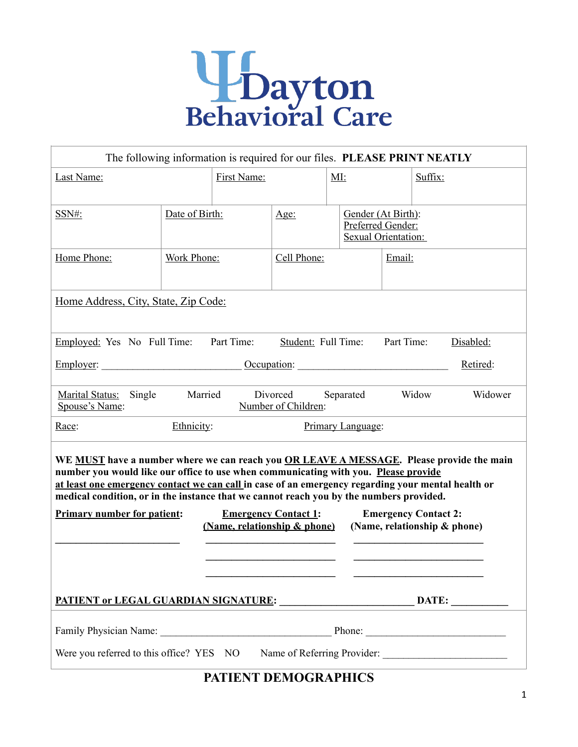# Dayton Behavioral Care

The following information is required for our files. **PLEASE PRINT NEATLY**

| Last Name: | First Name: | MI: | Suffix: |
|---|---|---|---|
| | | | |

| SSN#: | Date of Birth: | Age: | Gender (At Birth): Preferred Gender: Sexual Orientation: |
|---|---|---|---|
| | | | |

| Home Phone: | Work Phone: | Cell Phone: | Email: |
|---|---|---|---|
| | | | |

Home Address, City, State, Zip Code:

Employed: Yes No Full Time: Part Time: Student: Full Time: Part Time: Disabled:

Employer: ___________________________ Occupation: _____________________________ Retired:

Marital Status: Single Married Divorced Separated Widow Widower
Spouse's Name: Number of Children:

Race: Ethnicity: Primary Language:

**WE MUST have a number where we can reach you OR LEAVE A MESSAGE. Please provide the main number you would like our office to use when communicating with you. Please provide at least one emergency contact we can call in case of an emergency regarding your mental health or medical condition, or in the instance that we cannot reach you by the numbers provided.**

| **Primary number for patient:** | **Emergency Contact 1: (Name, relationship & phone)** | **Emergency Contact 2: (Name, relationship & phone)** |
|---|---|---|
| ________________________ | ________________________ | ________________________ |
| | ________________________ | ________________________ |
| | ________________________ | ________________________ |

**PATIENT or LEGAL GUARDIAN SIGNATURE: _________________________ DATE: __________**

Family Physician Name: _________________________________ Phone: ___________________________

Were you referred to this office? YES NO Name of Referring Provider: _______________________

## PATIENT DEMOGRAPHICS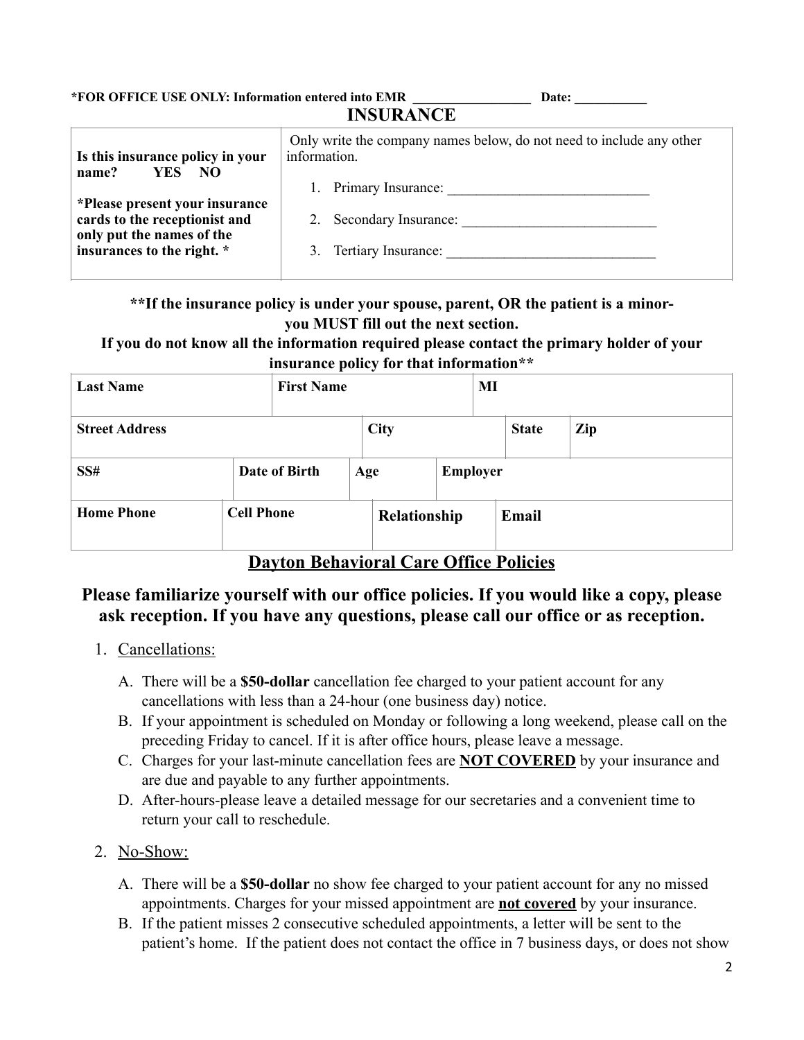*FOR OFFICE USE ONLY: Information entered into EMR __________________ Date: ___________

## INSURANCE

| Is this insurance policy in your name? YES NO<br><br>*Please present your insurance cards to the receptionist and only put the names of the insurances to the right. * | Only write the company names below, do not need to include any other information.<br><br>1. Primary Insurance: _____________________________<br>2. Secondary Insurance: ____________________________<br>3. Tertiary Insurance: ______________________________ |
|---|---|

**\*\*If the insurance policy is under your spouse, parent, OR the patient is a minor- you MUST fill out the next section. If you do not know all the information required please contact the primary holder of your insurance policy for that information\*\***

| Last Name | First Name | MI | |
|---|---|---|---|
| **Street Address** | **City** | **State** | **Zip** |
| **SS#** | **Date of Birth** | **Age** | **Employer** |
| **Home Phone** | **Cell Phone** | **Relationship** | **Email** |

## Dayton Behavioral Care Office Policies

### Please familiarize yourself with our office policies. If you would like a copy, please ask reception. If you have any questions, please call our office or as reception.

1. Cancellations:
   A. There will be a **$50-dollar** cancellation fee charged to your patient account for any cancellations with less than a 24-hour (one business day) notice.
   B. If your appointment is scheduled on Monday or following a long weekend, please call on the preceding Friday to cancel. If it is after office hours, please leave a message.
   C. Charges for your last-minute cancellation fees are **NOT COVERED** by your insurance and are due and payable to any further appointments.
   D. After-hours-please leave a detailed message for our secretaries and a convenient time to return your call to reschedule.
2. No-Show:
   A. There will be a **$50-dollar** no show fee charged to your patient account for any no missed appointments. Charges for your missed appointment are **not covered** by your insurance.
   B. If the patient misses 2 consecutive scheduled appointments, a letter will be sent to the patient's home. If the patient does not contact the office in 7 business days, or does not show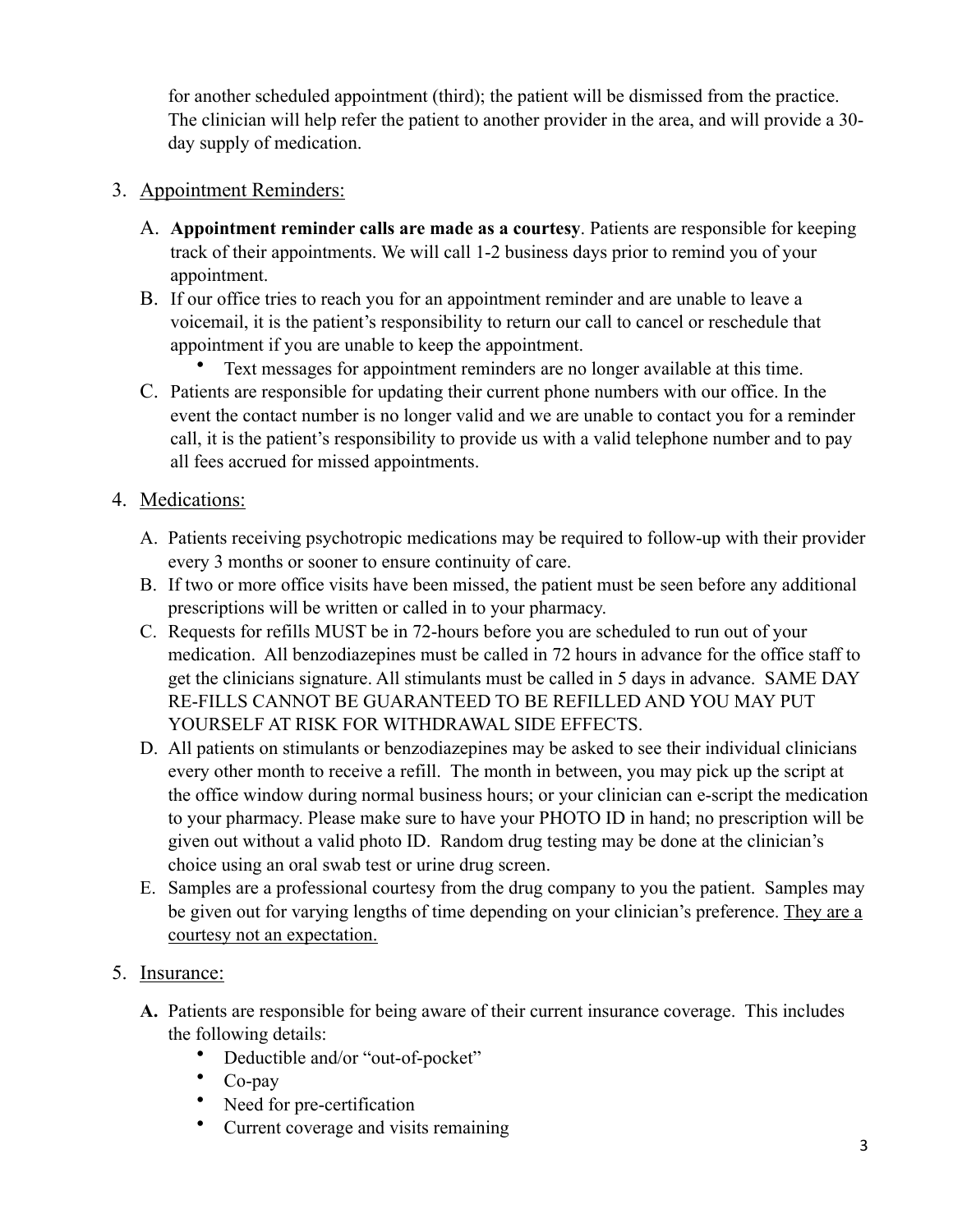for another scheduled appointment (third); the patient will be dismissed from the practice. The clinician will help refer the patient to another provider in the area, and will provide a 30-day supply of medication.

3. <u>Appointment Reminders:</u>

   A. **Appointment reminder calls are made as a courtesy**. Patients are responsible for keeping track of their appointments. We will call 1-2 business days prior to remind you of your appointment.

   B. If our office tries to reach you for an appointment reminder and are unable to leave a voicemail, it is the patient's responsibility to return our call to cancel or reschedule that appointment if you are unable to keep the appointment.
      - Text messages for appointment reminders are no longer available at this time.

   C. Patients are responsible for updating their current phone numbers with our office. In the event the contact number is no longer valid and we are unable to contact you for a reminder call, it is the patient's responsibility to provide us with a valid telephone number and to pay all fees accrued for missed appointments.

4. <u>Medications:</u>

   A. Patients receiving psychotropic medications may be required to follow-up with their provider every 3 months or sooner to ensure continuity of care.

   B. If two or more office visits have been missed, the patient must be seen before any additional prescriptions will be written or called in to your pharmacy.

   C. Requests for refills MUST be in 72-hours before you are scheduled to run out of your medication. All benzodiazepines must be called in 72 hours in advance for the office staff to get the clinicians signature. All stimulants must be called in 5 days in advance. SAME DAY RE-FILLS CANNOT BE GUARANTEED TO BE REFILLED AND YOU MAY PUT YOURSELF AT RISK FOR WITHDRAWAL SIDE EFFECTS.

   D. All patients on stimulants or benzodiazepines may be asked to see their individual clinicians every other month to receive a refill. The month in between, you may pick up the script at the office window during normal business hours; or your clinician can e-script the medication to your pharmacy. Please make sure to have your PHOTO ID in hand; no prescription will be given out without a valid photo ID. Random drug testing may be done at the clinician's choice using an oral swab test or urine drug screen.

   E. Samples are a professional courtesy from the drug company to you the patient. Samples may be given out for varying lengths of time depending on your clinician's preference. <u>They are a courtesy not an expectation.</u>

5. <u>Insurance:</u>

   **A.** Patients are responsible for being aware of their current insurance coverage. This includes the following details:
      - Deductible and/or "out-of-pocket"
      - Co-pay
      - Need for pre-certification
      - Current coverage and visits remaining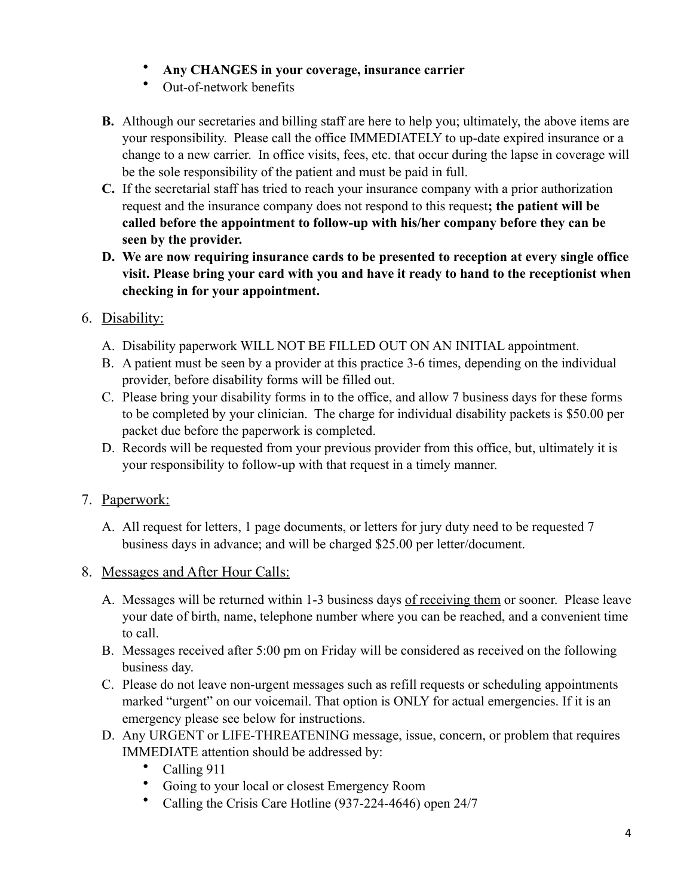- **Any CHANGES in your coverage, insurance carrier**
- Out-of-network benefits

**B.** Although our secretaries and billing staff are here to help you; ultimately, the above items are your responsibility. Please call the office IMMEDIATELY to up-date expired insurance or a change to a new carrier. In office visits, fees, etc. that occur during the lapse in coverage will be the sole responsibility of the patient and must be paid in full.

**C.** If the secretarial staff has tried to reach your insurance company with a prior authorization request and the insurance company does not respond to this request**; the patient will be called before the appointment to follow-up with his/her company before they can be seen by the provider.**

**D. We are now requiring insurance cards to be presented to reception at every single office visit. Please bring your card with you and have it ready to hand to the receptionist when checking in for your appointment.**

6. <u>Disability:</u>

A. Disability paperwork WILL NOT BE FILLED OUT ON AN INITIAL appointment.

B. A patient must be seen by a provider at this practice 3-6 times, depending on the individual provider, before disability forms will be filled out.

C. Please bring your disability forms in to the office, and allow 7 business days for these forms to be completed by your clinician. The charge for individual disability packets is $50.00 per packet due before the paperwork is completed.

D. Records will be requested from your previous provider from this office, but, ultimately it is your responsibility to follow-up with that request in a timely manner.

7. <u>Paperwork:</u>

A. All request for letters, 1 page documents, or letters for jury duty need to be requested 7 business days in advance; and will be charged $25.00 per letter/document.

8. <u>Messages and After Hour Calls:</u>

A. Messages will be returned within 1-3 business days <u>of receiving them</u> or sooner. Please leave your date of birth, name, telephone number where you can be reached, and a convenient time to call.

B. Messages received after 5:00 pm on Friday will be considered as received on the following business day.

C. Please do not leave non-urgent messages such as refill requests or scheduling appointments marked "urgent" on our voicemail. That option is ONLY for actual emergencies. If it is an emergency please see below for instructions.

D. Any URGENT or LIFE-THREATENING message, issue, concern, or problem that requires IMMEDIATE attention should be addressed by:

- Calling 911
- Going to your local or closest Emergency Room
- Calling the Crisis Care Hotline (937-224-4646) open 24/7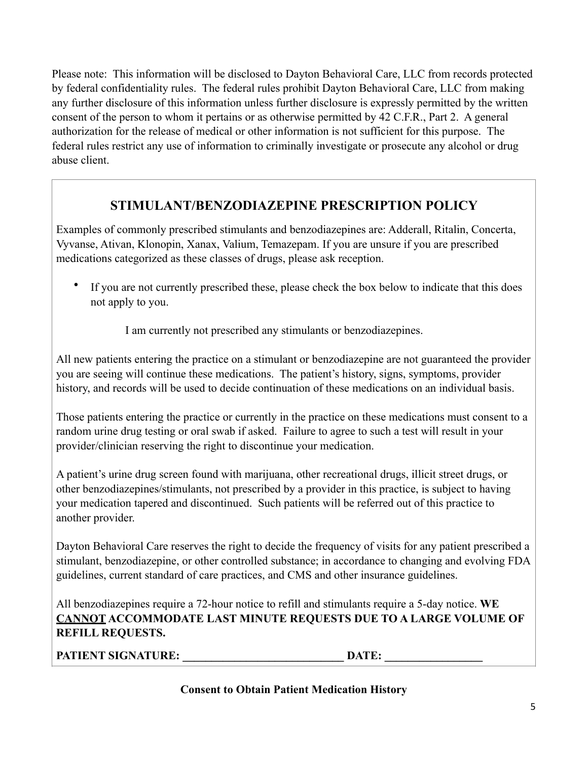Please note: This information will be disclosed to Dayton Behavioral Care, LLC from records protected by federal confidentiality rules. The federal rules prohibit Dayton Behavioral Care, LLC from making any further disclosure of this information unless further disclosure is expressly permitted by the written consent of the person to whom it pertains or as otherwise permitted by 42 C.F.R., Part 2. A general authorization for the release of medical or other information is not sufficient for this purpose. The federal rules restrict any use of information to criminally investigate or prosecute any alcohol or drug abuse client.

## STIMULANT/BENZODIAZEPINE PRESCRIPTION POLICY

Examples of commonly prescribed stimulants and benzodiazepines are: Adderall, Ritalin, Concerta, Vyvanse, Ativan, Klonopin, Xanax, Valium, Temazepam. If you are unsure if you are prescribed medications categorized as these classes of drugs, please ask reception.

- If you are not currently prescribed these, please check the box below to indicate that this does not apply to you.

  I am currently not prescribed any stimulants or benzodiazepines.

All new patients entering the practice on a stimulant or benzodiazepine are not guaranteed the provider you are seeing will continue these medications. The patient's history, signs, symptoms, provider history, and records will be used to decide continuation of these medications on an individual basis.

Those patients entering the practice or currently in the practice on these medications must consent to a random urine drug testing or oral swab if asked. Failure to agree to such a test will result in your provider/clinician reserving the right to discontinue your medication.

A patient's urine drug screen found with marijuana, other recreational drugs, illicit street drugs, or other benzodiazepines/stimulants, not prescribed by a provider in this practice, is subject to having your medication tapered and discontinued. Such patients will be referred out of this practice to another provider.

Dayton Behavioral Care reserves the right to decide the frequency of visits for any patient prescribed a stimulant, benzodiazepine, or other controlled substance; in accordance to changing and evolving FDA guidelines, current standard of care practices, and CMS and other insurance guidelines.

All benzodiazepines require a 72-hour notice to refill and stimulants require a 5-day notice. **WE <u>CANNOT</u> ACCOMMODATE LAST MINUTE REQUESTS DUE TO A LARGE VOLUME OF REFILL REQUESTS.**

**PATIENT SIGNATURE: ____________________________ DATE: _________________**

**Consent to Obtain Patient Medication History**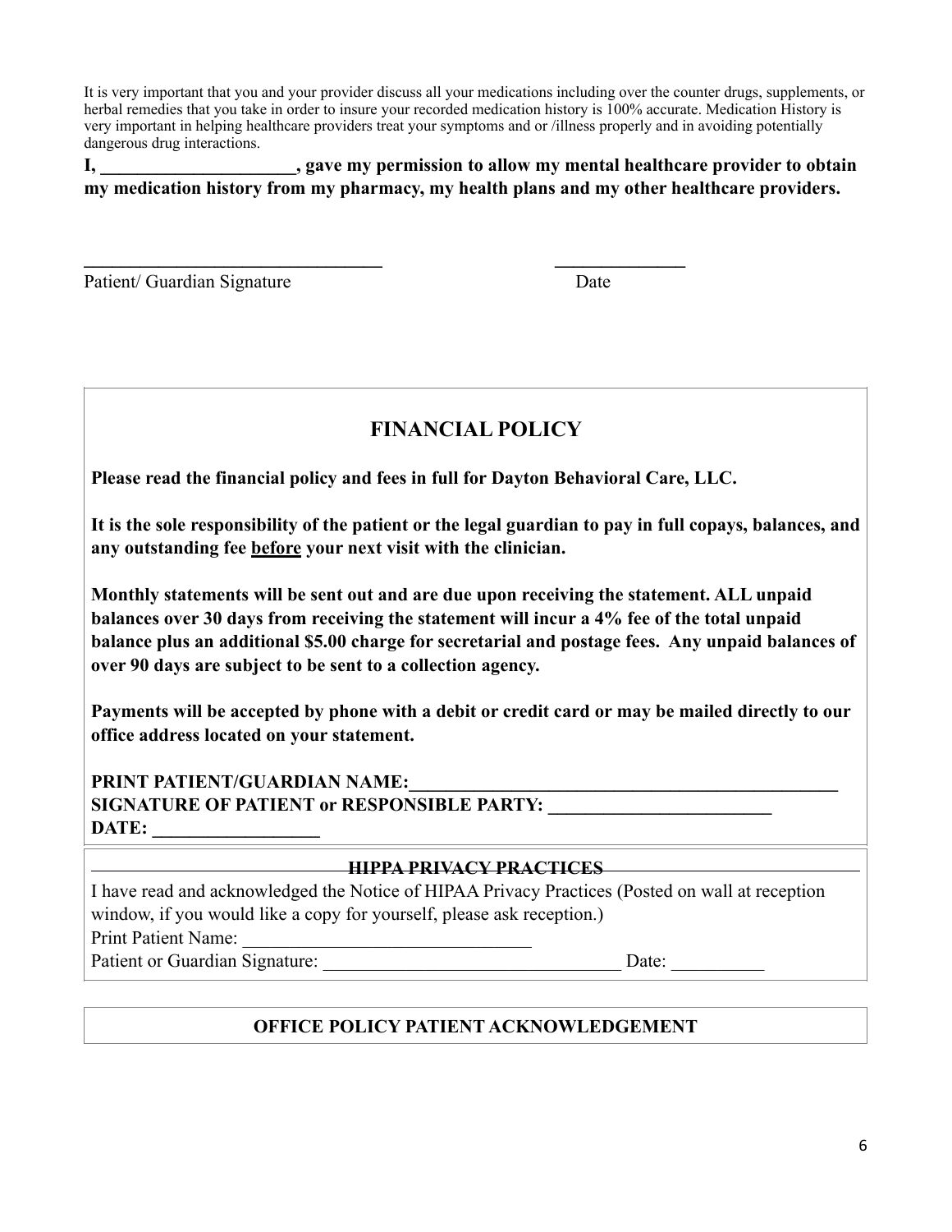It is very important that you and your provider discuss all your medications including over the counter drugs, supplements, or herbal remedies that you take in order to insure your recorded medication history is 100% accurate. Medication History is very important in helping healthcare providers treat your symptoms and or /illness properly and in avoiding potentially dangerous drug interactions.

**I, _____________________, gave my permission to allow my mental healthcare provider to obtain my medication history from my pharmacy, my health plans and my other healthcare providers.**

________________________________ ______________

Patient/ Guardian Signature Date

## FINANCIAL POLICY

**Please read the financial policy and fees in full for Dayton Behavioral Care, LLC.**

**It is the sole responsibility of the patient or the legal guardian to pay in full copays, balances, and any outstanding fee <u>before</u> your next visit with the clinician.**

**Monthly statements will be sent out and are due upon receiving the statement. ALL unpaid balances over 30 days from receiving the statement will incur a 4% fee of the total unpaid balance plus an additional $5.00 charge for secretarial and postage fees. Any unpaid balances of over 90 days are subject to be sent to a collection agency.**

**Payments will be accepted by phone with a debit or credit card or may be mailed directly to our office address located on your statement.**

**PRINT PATIENT/GUARDIAN NAME:_______________________________________________**
**SIGNATURE OF PATIENT or RESPONSIBLE PARTY: ________________________**
**DATE: __________________**

**HIPPA PRIVACY PRACTICES**

I have read and acknowledged the Notice of HIPAA Privacy Practices (Posted on wall at reception window, if you would like a copy for yourself, please ask reception.)
Print Patient Name: _______________________________
Patient or Guardian Signature: ________________________________ Date: __________

**OFFICE POLICY PATIENT ACKNOWLEDGEMENT**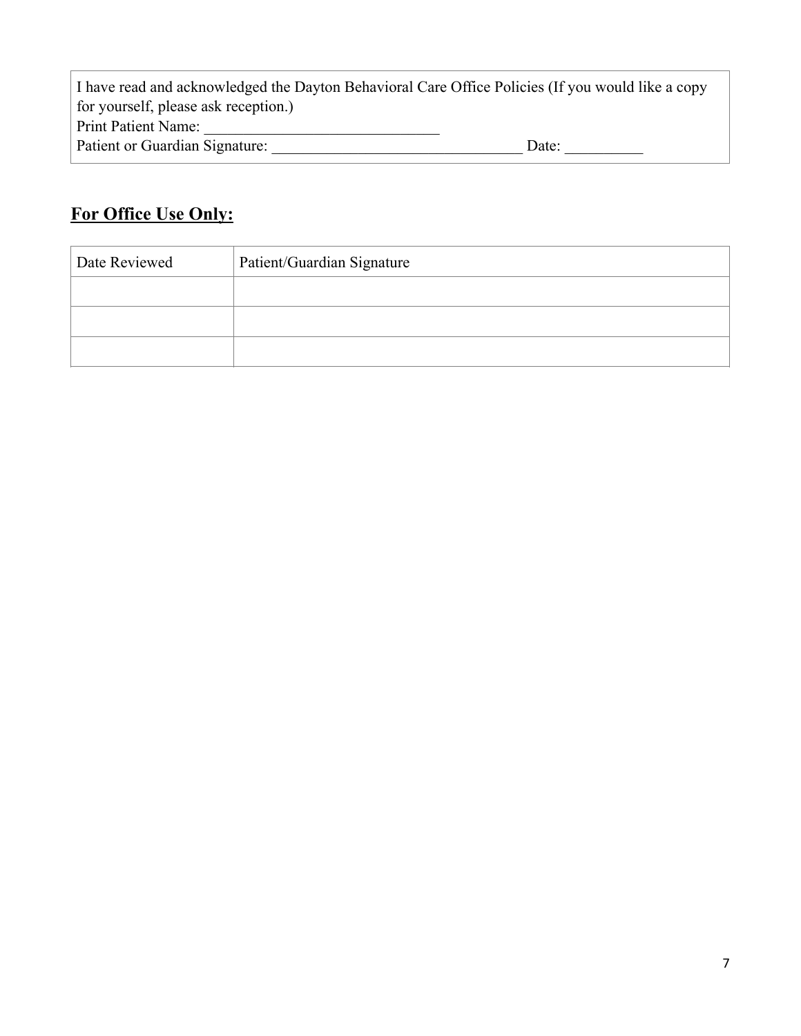I have read and acknowledged the Dayton Behavioral Care Office Policies (If you would like a copy for yourself, please ask reception.)
Print Patient Name: ______________________________
Patient or Guardian Signature: ________________________________ Date: __________

## **For Office Use Only:**

| Date Reviewed | Patient/Guardian Signature |
|---|---|
| | |
| | |
| | |